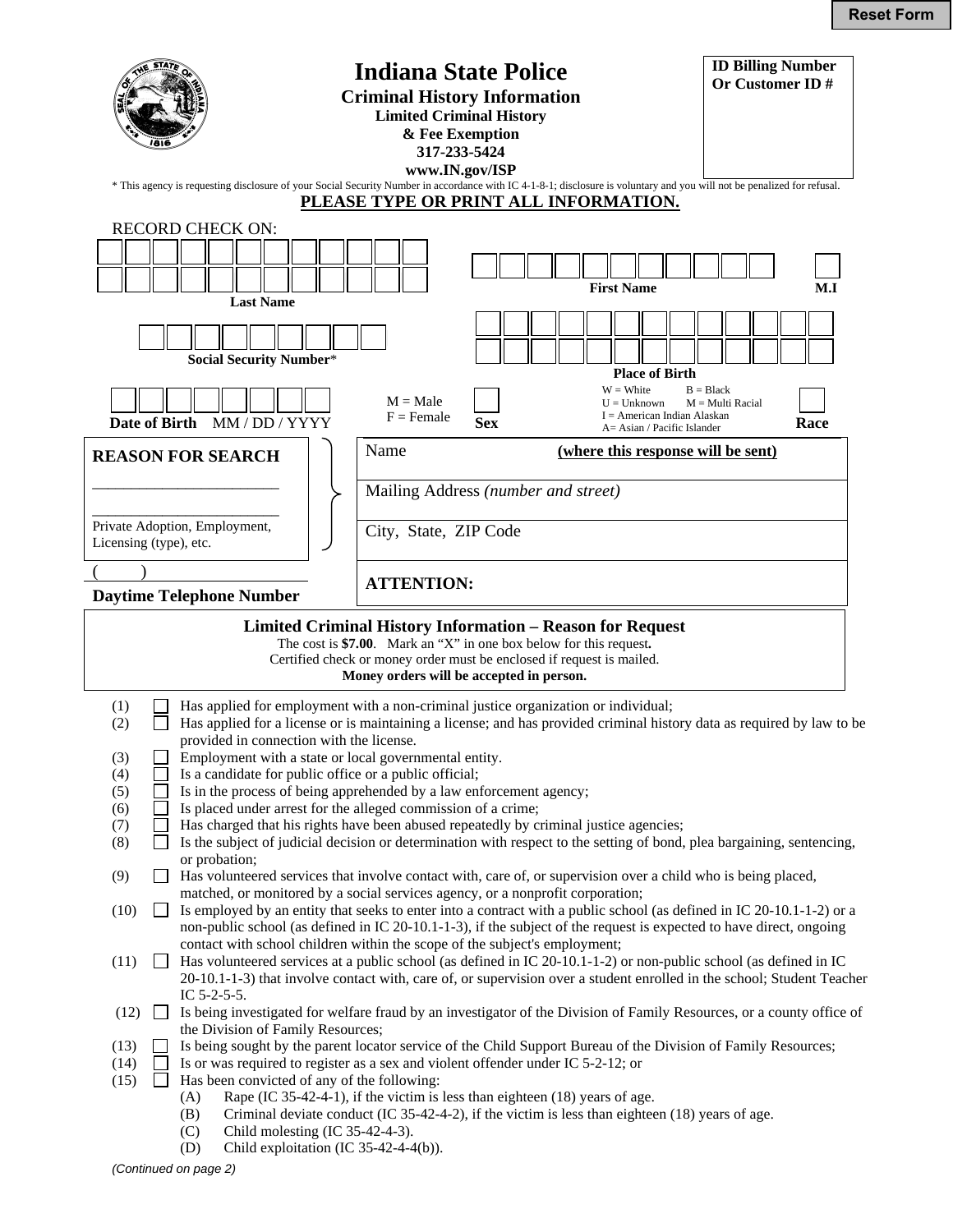Reset Form

# Indiana State Police

## Criminal History Information

**Limited Criminal History**
**& Fee Exemption**
**317-233-5424**
**www.IN.gov/ISP**

**ID Billing Number Or Customer ID #**

* This agency is requesting disclosure of your Social Security Number in accordance with IC 4-1-8-1; disclosure is voluntary and you will not be penalized for refusal.

**PLEASE TYPE OR PRINT ALL INFORMATION.**

RECORD CHECK ON:

**Last Name**

**First Name** **M.I**

**Social Security Number***

**Place of Birth**

**Date of Birth** MM / DD / YYYY

M = Male
F = Female

**Sex**

W = White B = Black
U = Unknown M = Multi Racial
I = American Indian Alaskan
A= Asian / Pacific Islander

**Race**

**REASON FOR SEARCH**

_______________________

_______________________

Private Adoption, Employment, Licensing (type), etc.

( )
**Daytime Telephone Number**

Name **(where this response will be sent)**

Mailing Address *(number and street)*

City, State, ZIP Code

**ATTENTION:**

**Limited Criminal History Information – Reason for Request**
The cost is **$7.00**. Mark an "X" in one box below for this request**.**
Certified check or money order must be enclosed if request is mailed.
**Money orders will be accepted in person.**

(1) ☐ Has applied for employment with a non-criminal justice organization or individual;
(2) ☐ Has applied for a license or is maintaining a license; and has provided criminal history data as required by law to be provided in connection with the license.
(3) ☐ Employment with a state or local governmental entity.
(4) ☐ Is a candidate for public office or a public official;
(5) ☐ Is in the process of being apprehended by a law enforcement agency;
(6) ☐ Is placed under arrest for the alleged commission of a crime;
(7) ☐ Has charged that his rights have been abused repeatedly by criminal justice agencies;
(8) ☐ Is the subject of judicial decision or determination with respect to the setting of bond, plea bargaining, sentencing, or probation;
(9) ☐ Has volunteered services that involve contact with, care of, or supervision over a child who is being placed, matched, or monitored by a social services agency, or a nonprofit corporation;
(10) ☐ Is employed by an entity that seeks to enter into a contract with a public school (as defined in IC 20-10.1-1-2) or a non-public school (as defined in IC 20-10.1-1-3), if the subject of the request is expected to have direct, ongoing contact with school children within the scope of the subject's employment;
(11) ☐ Has volunteered services at a public school (as defined in IC 20-10.1-1-2) or non-public school (as defined in IC 20-10.1-1-3) that involve contact with, care of, or supervision over a student enrolled in the school; Student Teacher IC 5-2-5-5.
(12) ☐ Is being investigated for welfare fraud by an investigator of the Division of Family Resources, or a county office of the Division of Family Resources;
(13) ☐ Is being sought by the parent locator service of the Child Support Bureau of the Division of Family Resources;
(14) ☐ Is or was required to register as a sex and violent offender under IC 5-2-12; or
(15) ☐ Has been convicted of any of the following:
  (A) Rape (IC 35-42-4-1), if the victim is less than eighteen (18) years of age.
  (B) Criminal deviate conduct (IC 35-42-4-2), if the victim is less than eighteen (18) years of age.
  (C) Child molesting (IC 35-42-4-3).
  (D) Child exploitation (IC 35-42-4-4(b)).

*(Continued on page 2)*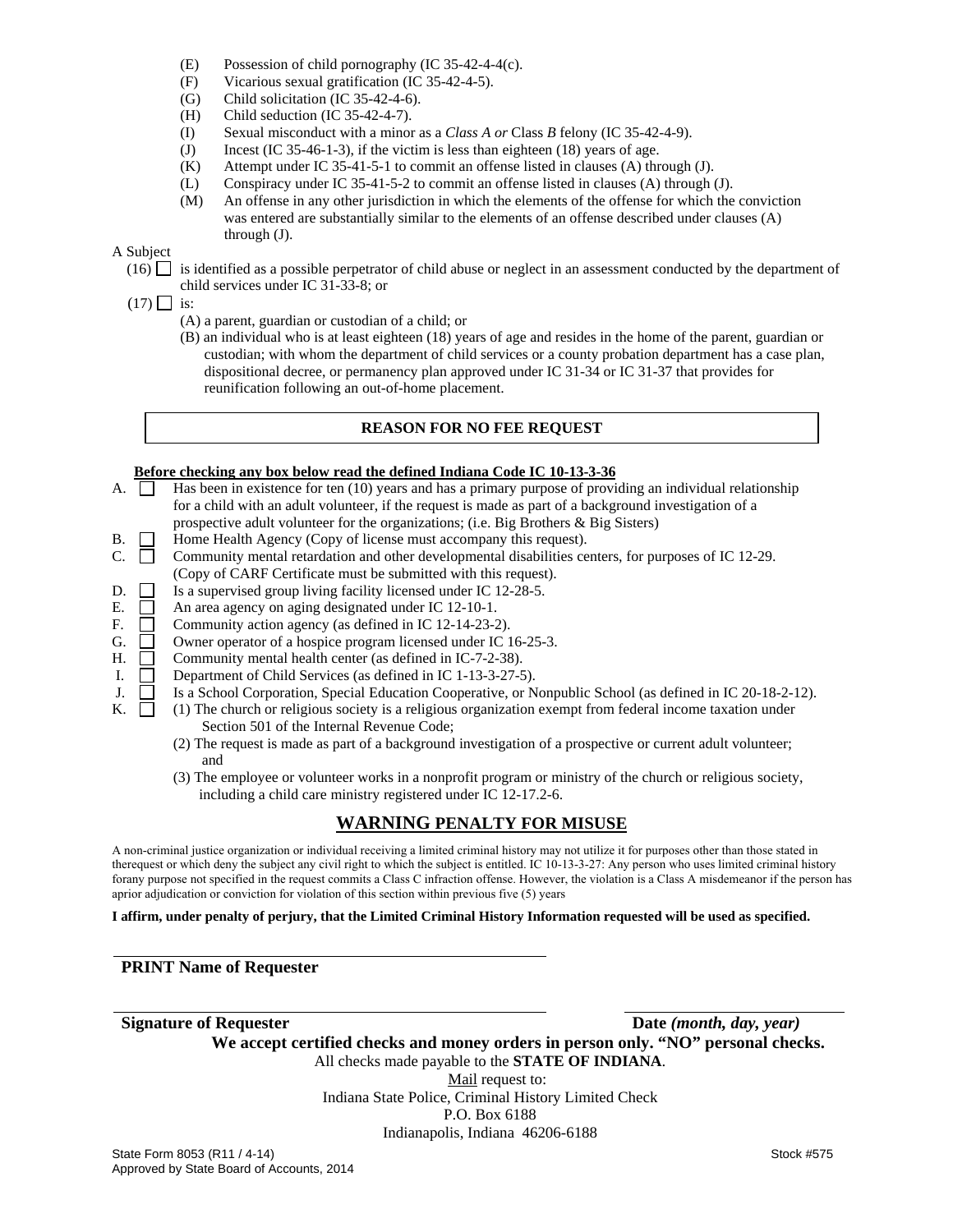(E) Possession of child pornography (IC 35-42-4-4(c).
(F) Vicarious sexual gratification (IC 35-42-4-5).
(G) Child solicitation (IC 35-42-4-6).
(H) Child seduction (IC 35-42-4-7).
(I) Sexual misconduct with a minor as a *Class A or* Class *B* felony (IC 35-42-4-9).
(J) Incest (IC 35-46-1-3), if the victim is less than eighteen (18) years of age.
(K) Attempt under IC 35-41-5-1 to commit an offense listed in clauses (A) through (J).
(L) Conspiracy under IC 35-41-5-2 to commit an offense listed in clauses (A) through (J).
(M) An offense in any other jurisdiction in which the elements of the offense for which the conviction was entered are substantially similar to the elements of an offense described under clauses (A) through (J).

A Subject

(16) ☐ is identified as a possible perpetrator of child abuse or neglect in an assessment conducted by the department of child services under IC 31-33-8; or

(17) ☐ is:

(A) a parent, guardian or custodian of a child; or
(B) an individual who is at least eighteen (18) years of age and resides in the home of the parent, guardian or custodian; with whom the department of child services or a county probation department has a case plan, dispositional decree, or permanency plan approved under IC 31-34 or IC 31-37 that provides for reunification following an out-of-home placement.

## REASON FOR NO FEE REQUEST

**Before checking any box below read the defined Indiana Code IC 10-13-3-36**

A. ☐ Has been in existence for ten (10) years and has a primary purpose of providing an individual relationship for a child with an adult volunteer, if the request is made as part of a background investigation of a prospective adult volunteer for the organizations; (i.e. Big Brothers & Big Sisters)

B. ☐ Home Health Agency (Copy of license must accompany this request).

C. ☐ Community mental retardation and other developmental disabilities centers, for purposes of IC 12-29. (Copy of CARF Certificate must be submitted with this request).

D. ☐ Is a supervised group living facility licensed under IC 12-28-5.

E. ☐ An area agency on aging designated under IC 12-10-1.

F. ☐ Community action agency (as defined in IC 12-14-23-2).

G. ☐ Owner operator of a hospice program licensed under IC 16-25-3.

H. ☐ Community mental health center (as defined in IC-7-2-38).

I. ☐ Department of Child Services (as defined in IC 1-13-3-27-5).

J. ☐ Is a School Corporation, Special Education Cooperative, or Nonpublic School (as defined in IC 20-18-2-12).

K. ☐ (1) The church or religious society is a religious organization exempt from federal income taxation under Section 501 of the Internal Revenue Code;
(2) The request is made as part of a background investigation of a prospective or current adult volunteer; and
(3) The employee or volunteer works in a nonprofit program or ministry of the church or religious society, including a child care ministry registered under IC 12-17.2-6.

## WARNING PENALTY FOR MISUSE

A non-criminal justice organization or individual receiving a limited criminal history may not utilize it for purposes other than those stated in therequest or which deny the subject any civil right to which the subject is entitled. IC 10-13-3-27: Any person who uses limited criminal history forany purpose not specified in the request commits a Class C infraction offense. However, the violation is a Class A misdemeanor if the person has aprior adjudication or conviction for violation of this section within previous five (5) years

**I affirm, under penalty of perjury, that the Limited Criminal History Information requested will be used as specified.**

**PRINT Name of Requester**

**Signature of Requester** **Date *(month, day, year)***

**We accept certified checks and money orders in person only. "NO" personal checks.**

All checks made payable to the **STATE OF INDIANA**.

Mail request to:
Indiana State Police, Criminal History Limited Check
P.O. Box 6188
Indianapolis, Indiana 46206-6188

State Form 8053 (R11 / 4-14)
Approved by State Board of Accounts, 2014

Stock #575